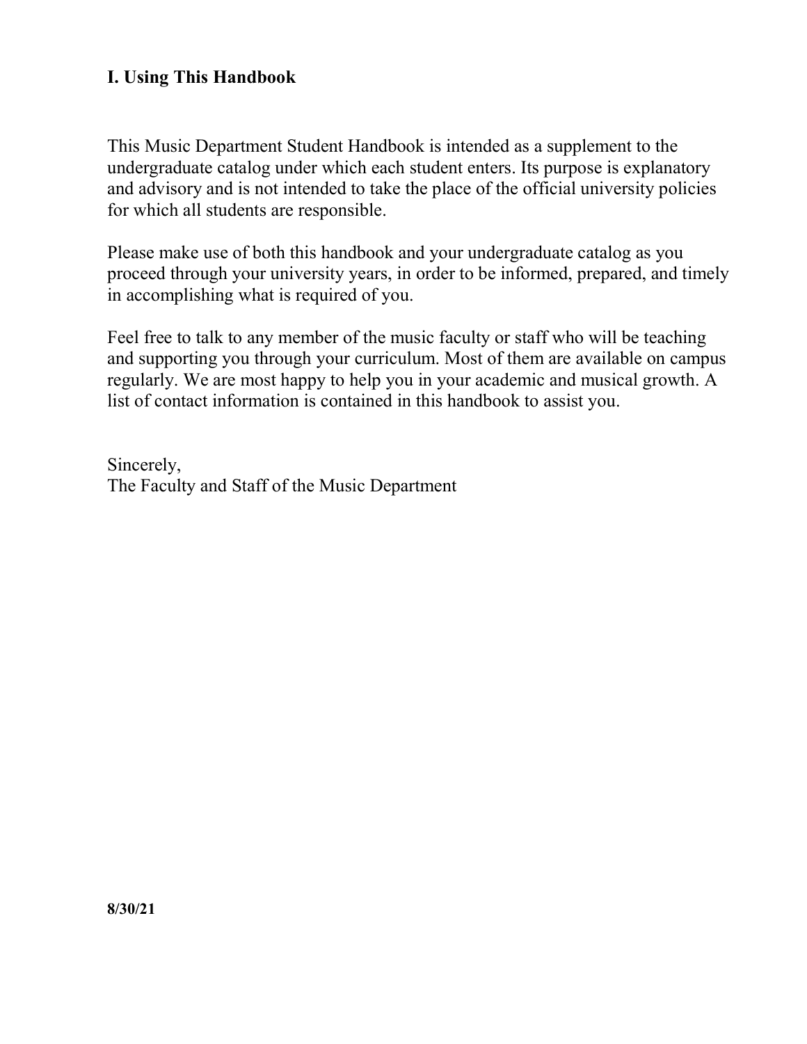## I. Using This Handbook

This Music Department Student Handbook is intended as a supplement to the undergraduate catalog under which each student enters. Its purpose is explanatory and advisory and is not intended to take the place of the official university policies for which all students are responsible.

Please make use of both this handbook and your undergraduate catalog as you proceed through your university years, in order to be informed, prepared, and timely in accomplishing what is required of you.

Feel free to talk to any member of the music faculty or staff who will be teaching and supporting you through your curriculum. Most of them are available on campus regularly. We are most happy to help you in your academic and musical growth. A list of contact information is contained in this handbook to assist you.

Sincerely,
The Faculty and Staff of the Music Department

**8/30/21**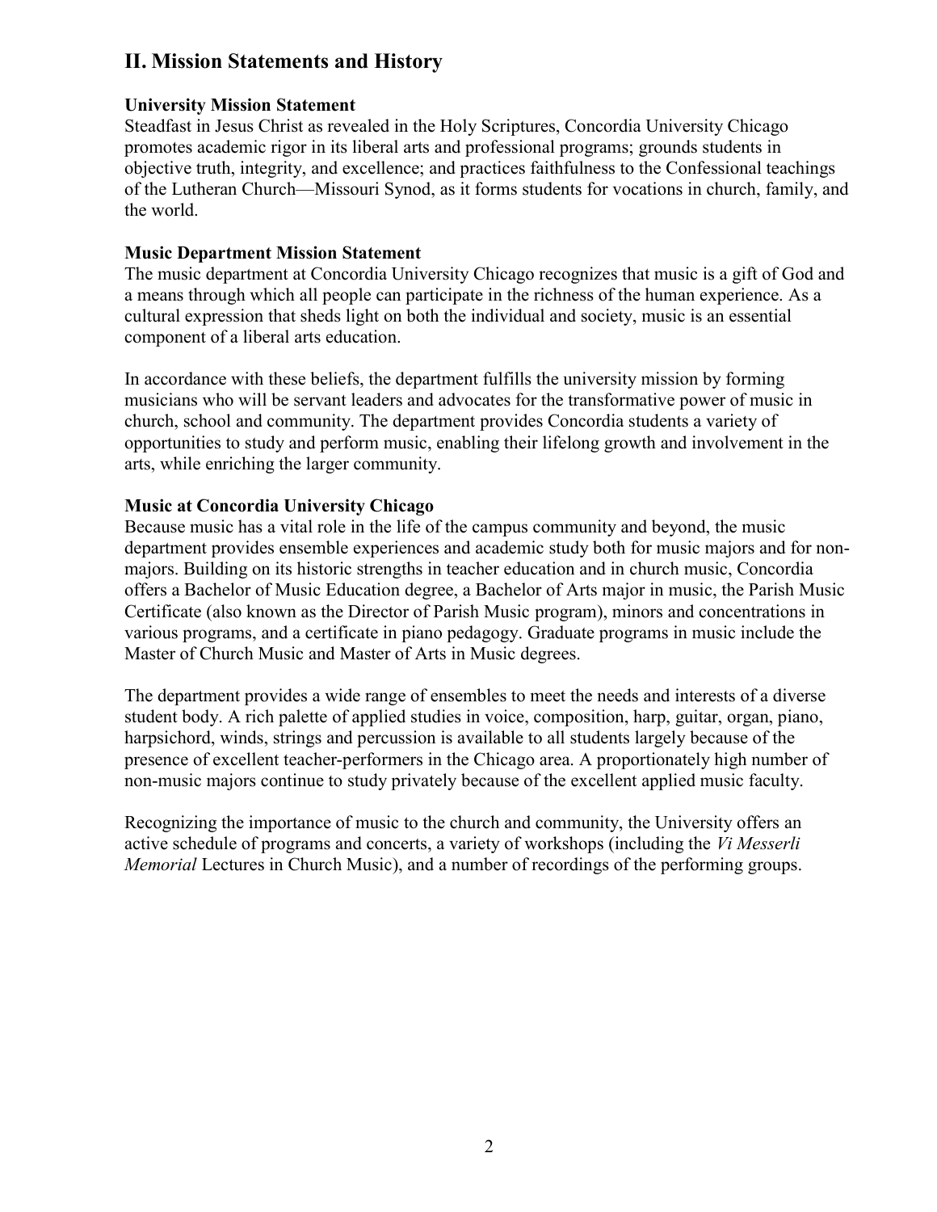## II. Mission Statements and History

**University Mission Statement**

Steadfast in Jesus Christ as revealed in the Holy Scriptures, Concordia University Chicago promotes academic rigor in its liberal arts and professional programs; grounds students in objective truth, integrity, and excellence; and practices faithfulness to the Confessional teachings of the Lutheran Church—Missouri Synod, as it forms students for vocations in church, family, and the world.

**Music Department Mission Statement**

The music department at Concordia University Chicago recognizes that music is a gift of God and a means through which all people can participate in the richness of the human experience. As a cultural expression that sheds light on both the individual and society, music is an essential component of a liberal arts education.

In accordance with these beliefs, the department fulfills the university mission by forming musicians who will be servant leaders and advocates for the transformative power of music in church, school and community. The department provides Concordia students a variety of opportunities to study and perform music, enabling their lifelong growth and involvement in the arts, while enriching the larger community.

**Music at Concordia University Chicago**

Because music has a vital role in the life of the campus community and beyond, the music department provides ensemble experiences and academic study both for music majors and for non-majors. Building on its historic strengths in teacher education and in church music, Concordia offers a Bachelor of Music Education degree, a Bachelor of Arts major in music, the Parish Music Certificate (also known as the Director of Parish Music program), minors and concentrations in various programs, and a certificate in piano pedagogy. Graduate programs in music include the Master of Church Music and Master of Arts in Music degrees.

The department provides a wide range of ensembles to meet the needs and interests of a diverse student body. A rich palette of applied studies in voice, composition, harp, guitar, organ, piano, harpsichord, winds, strings and percussion is available to all students largely because of the presence of excellent teacher-performers in the Chicago area. A proportionately high number of non-music majors continue to study privately because of the excellent applied music faculty.

Recognizing the importance of music to the church and community, the University offers an active schedule of programs and concerts, a variety of workshops (including the *Vi Messerli Memorial* Lectures in Church Music), and a number of recordings of the performing groups.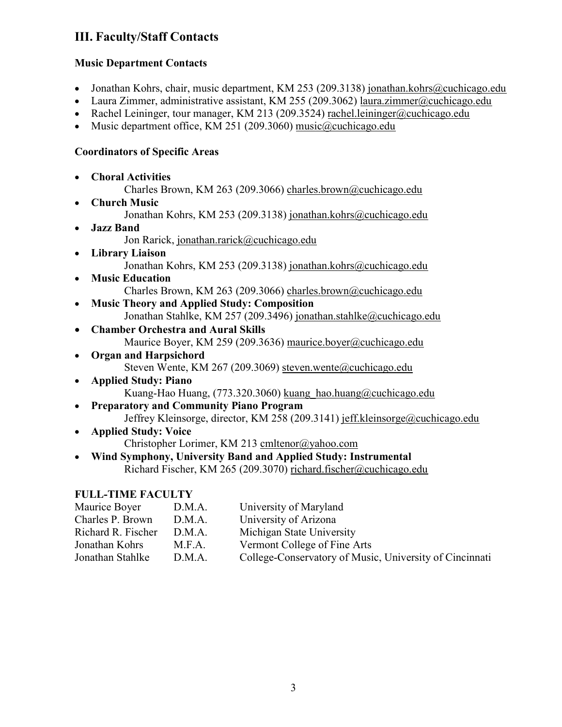## III. Faculty/Staff Contacts

### Music Department Contacts

- Jonathan Kohrs, chair, music department, KM 253 (209.3138) jonathan.kohrs@cuchicago.edu
- Laura Zimmer, administrative assistant, KM 255 (209.3062) laura.zimmer@cuchicago.edu
- Rachel Leininger, tour manager, KM 213 (209.3524) rachel.leininger@cuchicago.edu
- Music department office, KM 251 (209.3060) music@cuchicago.edu

### Coordinators of Specific Areas

- **Choral Activities**
  Charles Brown, KM 263 (209.3066) charles.brown@cuchicago.edu
- **Church Music**
  Jonathan Kohrs, KM 253 (209.3138) jonathan.kohrs@cuchicago.edu
- **Jazz Band**
  Jon Rarick, jonathan.rarick@cuchicago.edu
- **Library Liaison**
  Jonathan Kohrs, KM 253 (209.3138) jonathan.kohrs@cuchicago.edu
- **Music Education**
  Charles Brown, KM 263 (209.3066) charles.brown@cuchicago.edu
- **Music Theory and Applied Study: Composition**
  Jonathan Stahlke, KM 257 (209.3496) jonathan.stahlke@cuchicago.edu
- **Chamber Orchestra and Aural Skills**
  Maurice Boyer, KM 259 (209.3636) maurice.boyer@cuchicago.edu
- **Organ and Harpsichord**
  Steven Wente, KM 267 (209.3069) steven.wente@cuchicago.edu
- **Applied Study: Piano**
  Kuang-Hao Huang, (773.320.3060) kuang_hao.huang@cuchicago.edu
- **Preparatory and Community Piano Program**
  Jeffrey Kleinsorge, director, KM 258 (209.3141) jeff.kleinsorge@cuchicago.edu
- **Applied Study: Voice**
  Christopher Lorimer, KM 213 cmltenor@yahoo.com
- **Wind Symphony, University Band and Applied Study: Instrumental**
  Richard Fischer, KM 265 (209.3070) richard.fischer@cuchicago.edu

### FULL-TIME FACULTY

| | | |
|---|---|---|
| Maurice Boyer | D.M.A. | University of Maryland |
| Charles P. Brown | D.M.A. | University of Arizona |
| Richard R. Fischer | D.M.A. | Michigan State University |
| Jonathan Kohrs | M.F.A. | Vermont College of Fine Arts |
| Jonathan Stahlke | D.M.A. | College-Conservatory of Music, University of Cincinnati |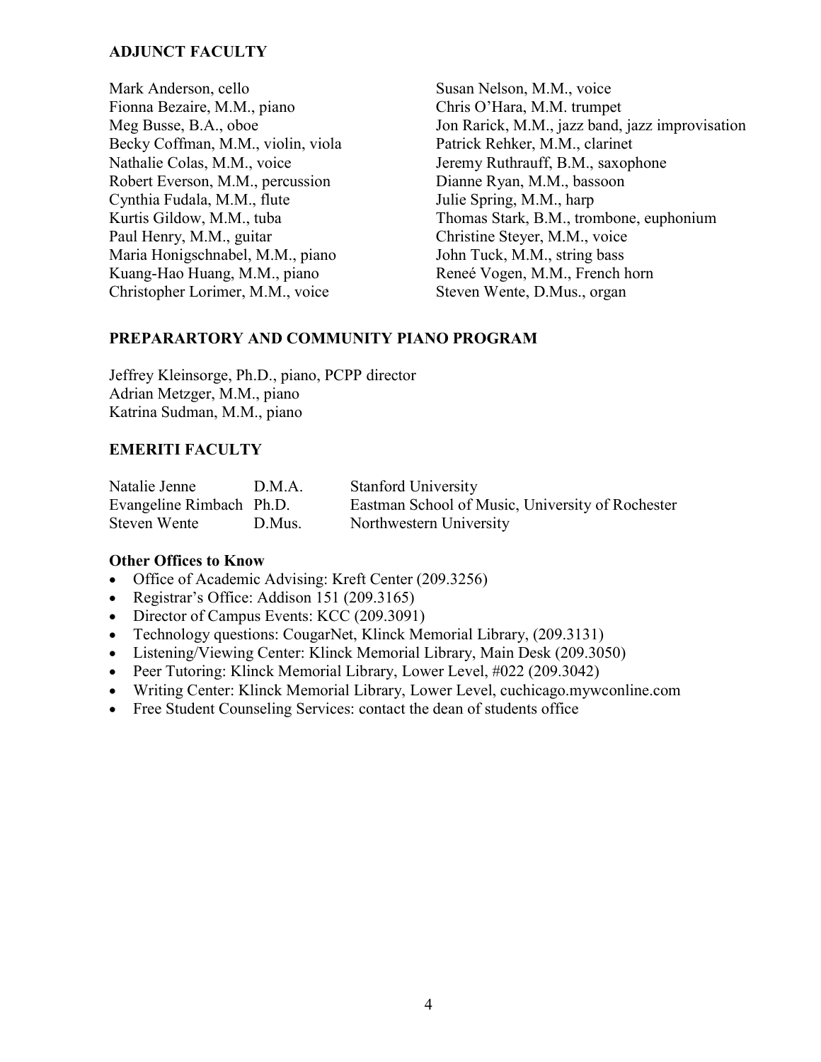## ADJUNCT FACULTY

Mark Anderson, cello
Fionna Bezaire, M.M., piano
Meg Busse, B.A., oboe
Becky Coffman, M.M., violin, viola
Nathalie Colas, M.M., voice
Robert Everson, M.M., percussion
Cynthia Fudala, M.M., flute
Kurtis Gildow, M.M., tuba
Paul Henry, M.M., guitar
Maria Honigschnabel, M.M., piano
Kuang-Hao Huang, M.M., piano
Christopher Lorimer, M.M., voice
Susan Nelson, M.M., voice
Chris O'Hara, M.M. trumpet
Jon Rarick, M.M., jazz band, jazz improvisation
Patrick Rehker, M.M., clarinet
Jeremy Ruthrauff, B.M., saxophone
Dianne Ryan, M.M., bassoon
Julie Spring, M.M., harp
Thomas Stark, B.M., trombone, euphonium
Christine Steyer, M.M., voice
John Tuck, M.M., string bass
Reneé Vogen, M.M., French horn
Steven Wente, D.Mus., organ

## PREPARARTORY AND COMMUNITY PIANO PROGRAM

Jeffrey Kleinsorge, Ph.D., piano, PCPP director
Adrian Metzger, M.M., piano
Katrina Sudman, M.M., piano

## EMERITI FACULTY

| | | |
|---|---|---|
| Natalie Jenne | D.M.A. | Stanford University |
| Evangeline Rimbach | Ph.D. | Eastman School of Music, University of Rochester |
| Steven Wente | D.Mus. | Northwestern University |

### Other Offices to Know

- Office of Academic Advising: Kreft Center (209.3256)
- Registrar's Office: Addison 151 (209.3165)
- Director of Campus Events: KCC (209.3091)
- Technology questions: CougarNet, Klinck Memorial Library, (209.3131)
- Listening/Viewing Center: Klinck Memorial Library, Main Desk (209.3050)
- Peer Tutoring: Klinck Memorial Library, Lower Level, #022 (209.3042)
- Writing Center: Klinck Memorial Library, Lower Level, cuchicago.mywconline.com
- Free Student Counseling Services: contact the dean of students office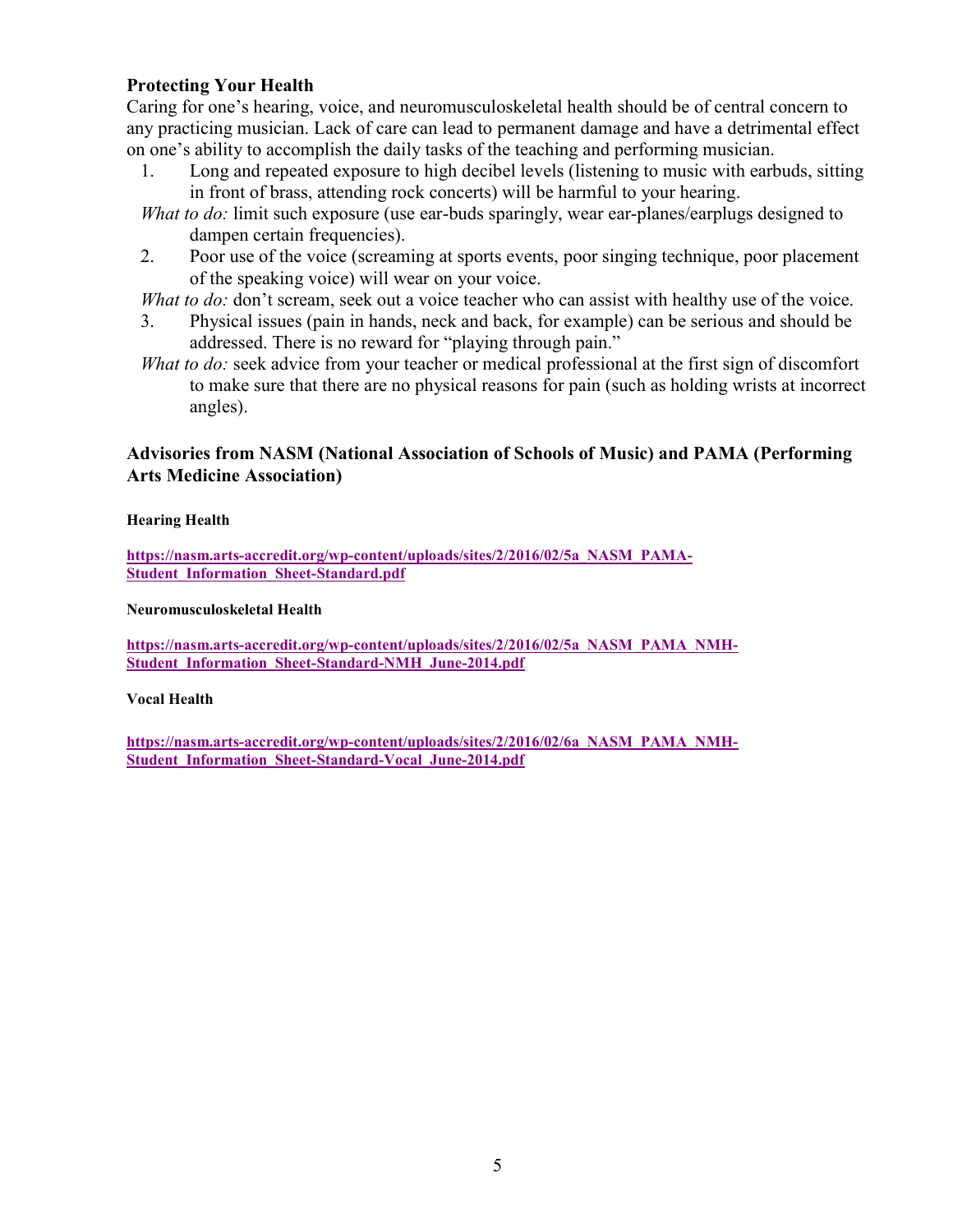## Protecting Your Health

Caring for one's hearing, voice, and neuromusculoskeletal health should be of central concern to any practicing musician. Lack of care can lead to permanent damage and have a detrimental effect on one's ability to accomplish the daily tasks of the teaching and performing musician.

1. Long and repeated exposure to high decibel levels (listening to music with earbuds, sitting in front of brass, attending rock concerts) will be harmful to your hearing.

   *What to do:* limit such exposure (use ear-buds sparingly, wear ear-planes/earplugs designed to dampen certain frequencies).

2. Poor use of the voice (screaming at sports events, poor singing technique, poor placement of the speaking voice) will wear on your voice.

   *What to do:* don't scream, seek out a voice teacher who can assist with healthy use of the voice.

3. Physical issues (pain in hands, neck and back, for example) can be serious and should be addressed. There is no reward for "playing through pain."

   *What to do:* seek advice from your teacher or medical professional at the first sign of discomfort to make sure that there are no physical reasons for pain (such as holding wrists at incorrect angles).

## Advisories from NASM (National Association of Schools of Music) and PAMA (Performing Arts Medicine Association)

#### Hearing Health

**https://nasm.arts-accredit.org/wp-content/uploads/sites/2/2016/02/5a_NASM_PAMA-Student_Information_Sheet-Standard.pdf**

#### Neuromusculoskeletal Health

**https://nasm.arts-accredit.org/wp-content/uploads/sites/2/2016/02/5a_NASM_PAMA_NMH-Student_Information_Sheet-Standard-NMH_June-2014.pdf**

#### Vocal Health

**https://nasm.arts-accredit.org/wp-content/uploads/sites/2/2016/02/6a_NASM_PAMA_NMH-Student_Information_Sheet-Standard-Vocal_June-2014.pdf**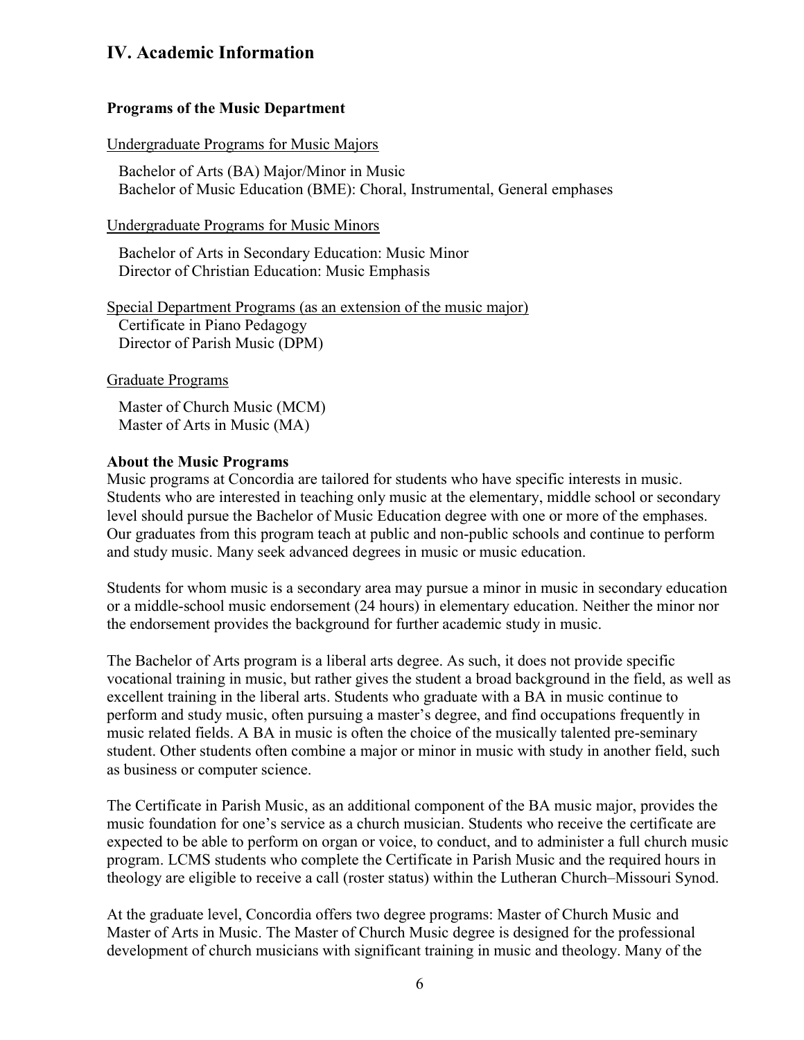# IV. Academic Information

### Programs of the Music Department

Undergraduate Programs for Music Majors

Bachelor of Arts (BA) Major/Minor in Music
Bachelor of Music Education (BME): Choral, Instrumental, General emphases

Undergraduate Programs for Music Minors

Bachelor of Arts in Secondary Education: Music Minor
Director of Christian Education: Music Emphasis

Special Department Programs (as an extension of the music major)

Certificate in Piano Pedagogy
Director of Parish Music (DPM)

Graduate Programs

Master of Church Music (MCM)
Master of Arts in Music (MA)

### About the Music Programs

Music programs at Concordia are tailored for students who have specific interests in music. Students who are interested in teaching only music at the elementary, middle school or secondary level should pursue the Bachelor of Music Education degree with one or more of the emphases. Our graduates from this program teach at public and non-public schools and continue to perform and study music. Many seek advanced degrees in music or music education.

Students for whom music is a secondary area may pursue a minor in music in secondary education or a middle-school music endorsement (24 hours) in elementary education. Neither the minor nor the endorsement provides the background for further academic study in music.

The Bachelor of Arts program is a liberal arts degree. As such, it does not provide specific vocational training in music, but rather gives the student a broad background in the field, as well as excellent training in the liberal arts. Students who graduate with a BA in music continue to perform and study music, often pursuing a master's degree, and find occupations frequently in music related fields. A BA in music is often the choice of the musically talented pre-seminary student. Other students often combine a major or minor in music with study in another field, such as business or computer science.

The Certificate in Parish Music, as an additional component of the BA music major, provides the music foundation for one's service as a church musician. Students who receive the certificate are expected to be able to perform on organ or voice, to conduct, and to administer a full church music program. LCMS students who complete the Certificate in Parish Music and the required hours in theology are eligible to receive a call (roster status) within the Lutheran Church–Missouri Synod.

At the graduate level, Concordia offers two degree programs: Master of Church Music and Master of Arts in Music. The Master of Church Music degree is designed for the professional development of church musicians with significant training in music and theology. Many of the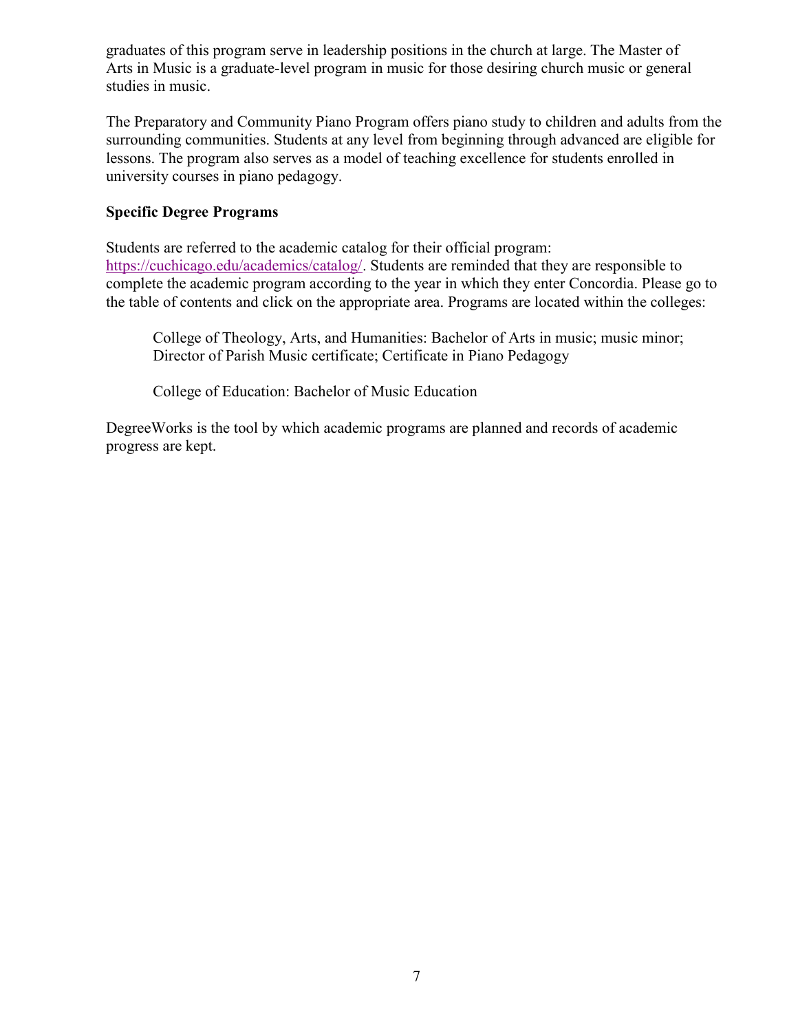graduates of this program serve in leadership positions in the church at large. The Master of Arts in Music is a graduate-level program in music for those desiring church music or general studies in music.

The Preparatory and Community Piano Program offers piano study to children and adults from the surrounding communities. Students at any level from beginning through advanced are eligible for lessons. The program also serves as a model of teaching excellence for students enrolled in university courses in piano pedagogy.

**Specific Degree Programs**

Students are referred to the academic catalog for their official program: [https://cuchicago.edu/academics/catalog/](https://cuchicago.edu/academics/catalog/). Students are reminded that they are responsible to complete the academic program according to the year in which they enter Concordia. Please go to the table of contents and click on the appropriate area. Programs are located within the colleges:

> College of Theology, Arts, and Humanities: Bachelor of Arts in music; music minor; Director of Parish Music certificate; Certificate in Piano Pedagogy
>
> College of Education: Bachelor of Music Education

DegreeWorks is the tool by which academic programs are planned and records of academic progress are kept.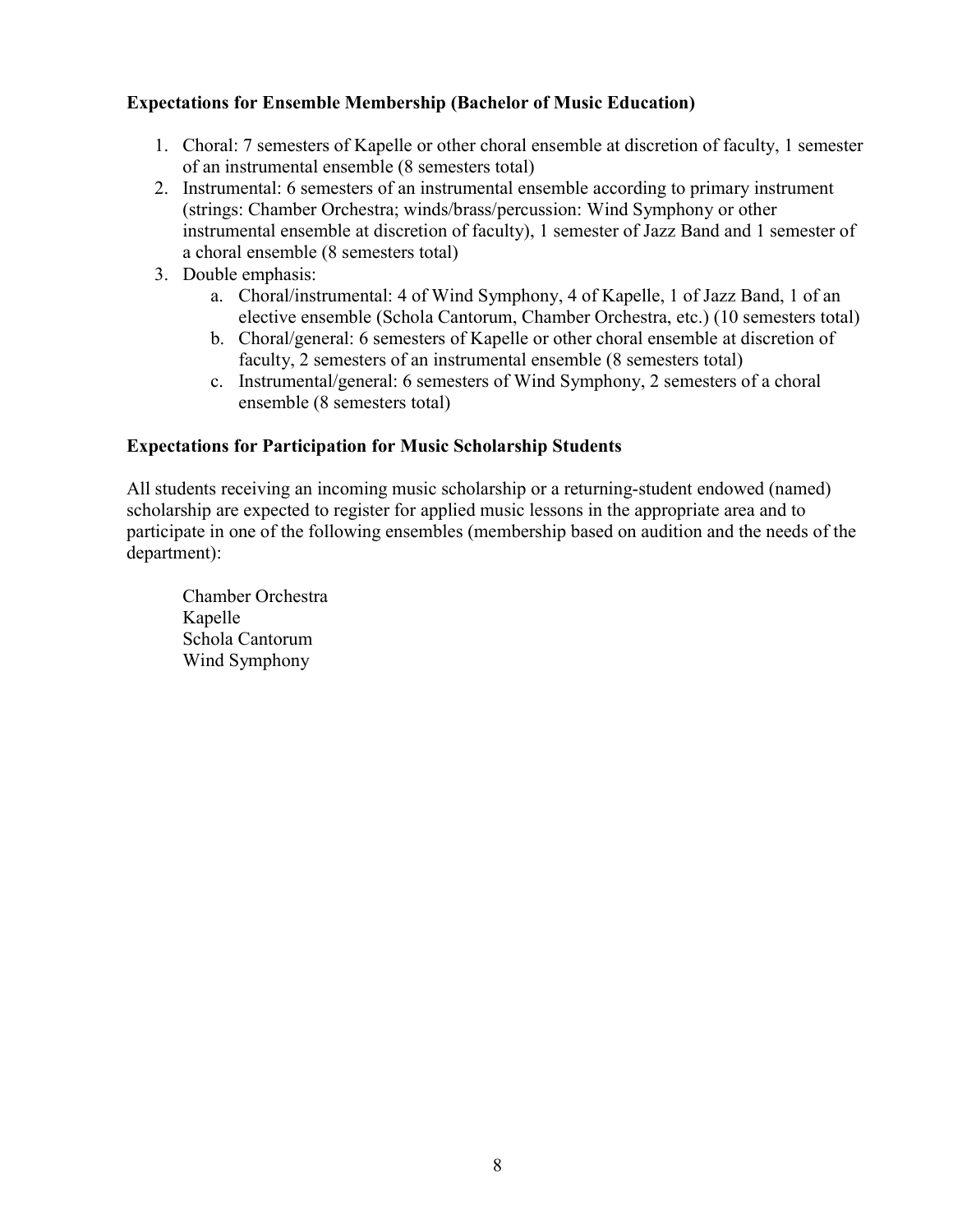**Expectations for Ensemble Membership (Bachelor of Music Education)**

1. Choral: 7 semesters of Kapelle or other choral ensemble at discretion of faculty, 1 semester of an instrumental ensemble (8 semesters total)
2. Instrumental: 6 semesters of an instrumental ensemble according to primary instrument (strings: Chamber Orchestra; winds/brass/percussion: Wind Symphony or other instrumental ensemble at discretion of faculty), 1 semester of Jazz Band and 1 semester of a choral ensemble (8 semesters total)
3. Double emphasis:
   a. Choral/instrumental: 4 of Wind Symphony, 4 of Kapelle, 1 of Jazz Band, 1 of an elective ensemble (Schola Cantorum, Chamber Orchestra, etc.) (10 semesters total)
   b. Choral/general: 6 semesters of Kapelle or other choral ensemble at discretion of faculty, 2 semesters of an instrumental ensemble (8 semesters total)
   c. Instrumental/general: 6 semesters of Wind Symphony, 2 semesters of a choral ensemble (8 semesters total)

**Expectations for Participation for Music Scholarship Students**

All students receiving an incoming music scholarship or a returning-student endowed (named) scholarship are expected to register for applied music lessons in the appropriate area and to participate in one of the following ensembles (membership based on audition and the needs of the department):

Chamber Orchestra
Kapelle
Schola Cantorum
Wind Symphony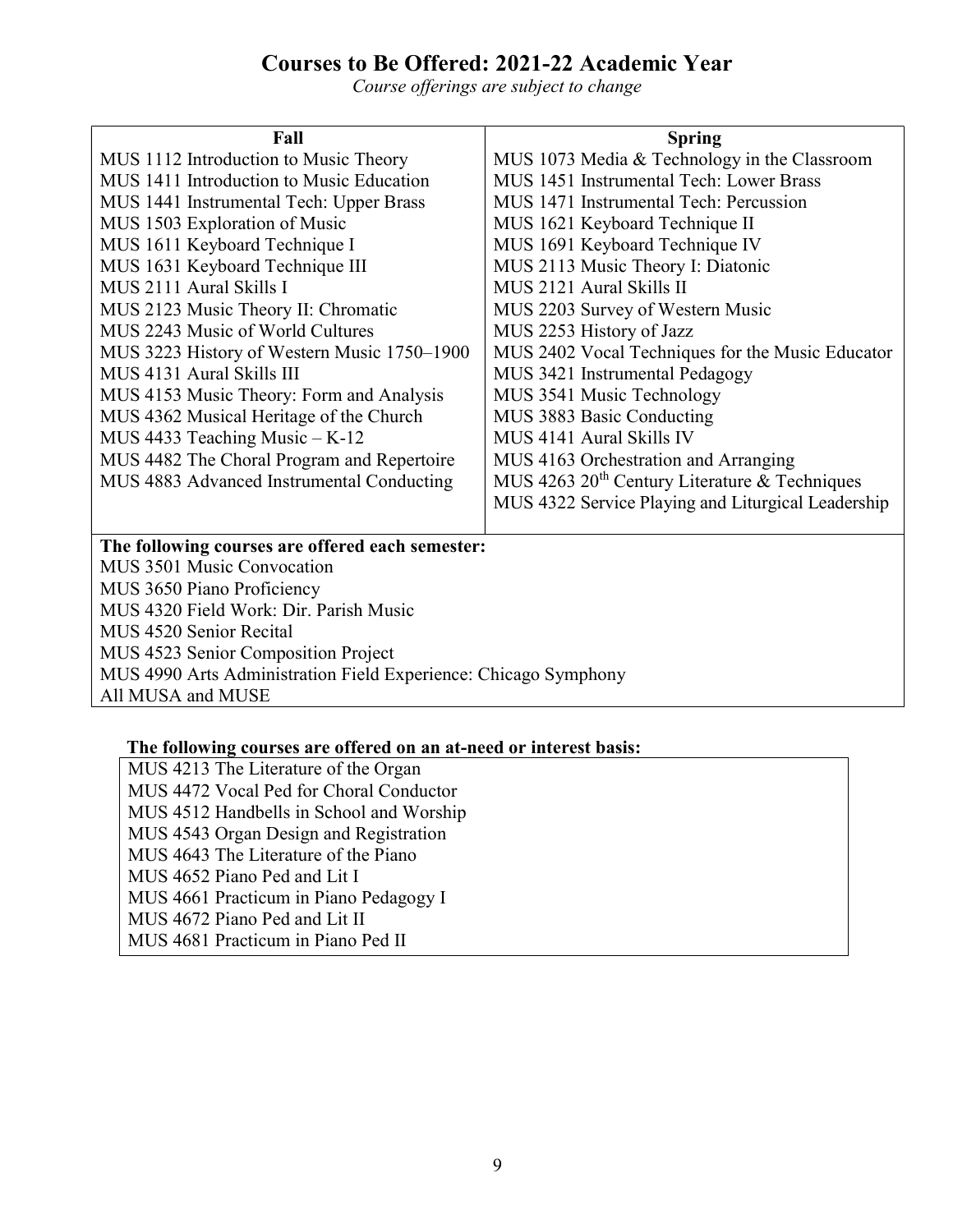# Courses to Be Offered: 2021-22 Academic Year

*Course offerings are subject to change*

| Fall | Spring |
|---|---|
| MUS 1112 Introduction to Music Theory | MUS 1073 Media & Technology in the Classroom |
| MUS 1411 Introduction to Music Education | MUS 1451 Instrumental Tech: Lower Brass |
| MUS 1441 Instrumental Tech: Upper Brass | MUS 1471 Instrumental Tech: Percussion |
| MUS 1503 Exploration of Music | MUS 1621 Keyboard Technique II |
| MUS 1611 Keyboard Technique I | MUS 1691 Keyboard Technique IV |
| MUS 1631 Keyboard Technique III | MUS 2113 Music Theory I: Diatonic |
| MUS 2111 Aural Skills I | MUS 2121 Aural Skills II |
| MUS 2123 Music Theory II: Chromatic | MUS 2203 Survey of Western Music |
| MUS 2243 Music of World Cultures | MUS 2253 History of Jazz |
| MUS 3223 History of Western Music 1750–1900 | MUS 2402 Vocal Techniques for the Music Educator |
| MUS 4131 Aural Skills III | MUS 3421 Instrumental Pedagogy |
| MUS 4153 Music Theory: Form and Analysis | MUS 3541 Music Technology |
| MUS 4362 Musical Heritage of the Church | MUS 3883 Basic Conducting |
| MUS 4433 Teaching Music – K-12 | MUS 4141 Aural Skills IV |
| MUS 4482 The Choral Program and Repertoire | MUS 4163 Orchestration and Arranging |
| MUS 4883 Advanced Instrumental Conducting | MUS 4263 20th Century Literature & Techniques |
| | MUS 4322 Service Playing and Liturgical Leadership |

**The following courses are offered each semester:**

MUS 3501 Music Convocation
MUS 3650 Piano Proficiency
MUS 4320 Field Work: Dir. Parish Music
MUS 4520 Senior Recital
MUS 4523 Senior Composition Project
MUS 4990 Arts Administration Field Experience: Chicago Symphony
All MUSA and MUSE

**The following courses are offered on an at-need or interest basis:**

MUS 4213 The Literature of the Organ
MUS 4472 Vocal Ped for Choral Conductor
MUS 4512 Handbells in School and Worship
MUS 4543 Organ Design and Registration
MUS 4643 The Literature of the Piano
MUS 4652 Piano Ped and Lit I
MUS 4661 Practicum in Piano Pedagogy I
MUS 4672 Piano Ped and Lit II
MUS 4681 Practicum in Piano Ped II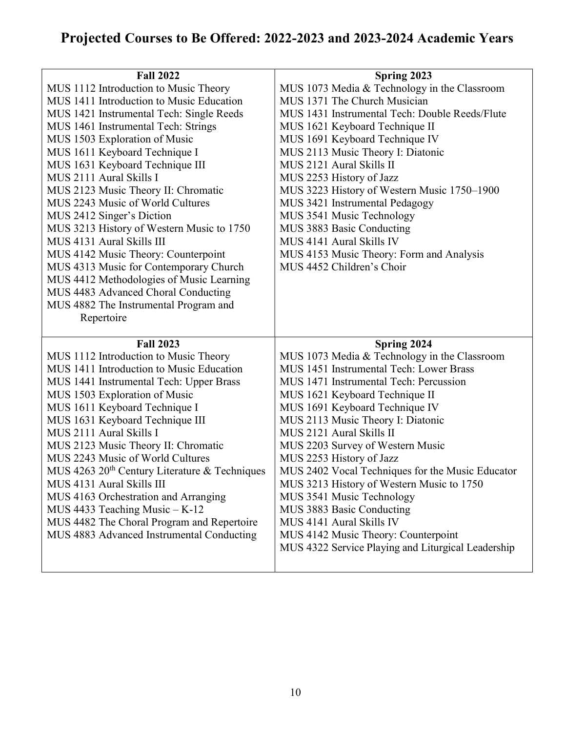# Projected Courses to Be Offered: 2022-2023 and 2023-2024 Academic Years

| Fall 2022 | Spring 2023 |
|---|---|
| MUS 1112 Introduction to Music Theory<br>MUS 1411 Introduction to Music Education<br>MUS 1421 Instrumental Tech: Single Reeds<br>MUS 1461 Instrumental Tech: Strings<br>MUS 1503 Exploration of Music<br>MUS 1611 Keyboard Technique I<br>MUS 1631 Keyboard Technique III<br>MUS 2111 Aural Skills I<br>MUS 2123 Music Theory II: Chromatic<br>MUS 2243 Music of World Cultures<br>MUS 2412 Singer's Diction<br>MUS 3213 History of Western Music to 1750<br>MUS 4131 Aural Skills III<br>MUS 4142 Music Theory: Counterpoint<br>MUS 4313 Music for Contemporary Church<br>MUS 4412 Methodologies of Music Learning<br>MUS 4483 Advanced Choral Conducting<br>MUS 4882 The Instrumental Program and Repertoire | MUS 1073 Media & Technology in the Classroom<br>MUS 1371 The Church Musician<br>MUS 1431 Instrumental Tech: Double Reeds/Flute<br>MUS 1621 Keyboard Technique II<br>MUS 1691 Keyboard Technique IV<br>MUS 2113 Music Theory I: Diatonic<br>MUS 2121 Aural Skills II<br>MUS 2253 History of Jazz<br>MUS 3223 History of Western Music 1750–1900<br>MUS 3421 Instrumental Pedagogy<br>MUS 3541 Music Technology<br>MUS 3883 Basic Conducting<br>MUS 4141 Aural Skills IV<br>MUS 4153 Music Theory: Form and Analysis<br>MUS 4452 Children's Choir |
| **Fall 2023** | **Spring 2024** |
| MUS 1112 Introduction to Music Theory<br>MUS 1411 Introduction to Music Education<br>MUS 1441 Instrumental Tech: Upper Brass<br>MUS 1503 Exploration of Music<br>MUS 1611 Keyboard Technique I<br>MUS 1631 Keyboard Technique III<br>MUS 2111 Aural Skills I<br>MUS 2123 Music Theory II: Chromatic<br>MUS 2243 Music of World Cultures<br>MUS 4263 20th Century Literature & Techniques<br>MUS 4131 Aural Skills III<br>MUS 4163 Orchestration and Arranging<br>MUS 4433 Teaching Music – K-12<br>MUS 4482 The Choral Program and Repertoire<br>MUS 4883 Advanced Instrumental Conducting | MUS 1073 Media & Technology in the Classroom<br>MUS 1451 Instrumental Tech: Lower Brass<br>MUS 1471 Instrumental Tech: Percussion<br>MUS 1621 Keyboard Technique II<br>MUS 1691 Keyboard Technique IV<br>MUS 2113 Music Theory I: Diatonic<br>MUS 2121 Aural Skills II<br>MUS 2203 Survey of Western Music<br>MUS 2253 History of Jazz<br>MUS 2402 Vocal Techniques for the Music Educator<br>MUS 3213 History of Western Music to 1750<br>MUS 3541 Music Technology<br>MUS 3883 Basic Conducting<br>MUS 4141 Aural Skills IV<br>MUS 4142 Music Theory: Counterpoint<br>MUS 4322 Service Playing and Liturgical Leadership |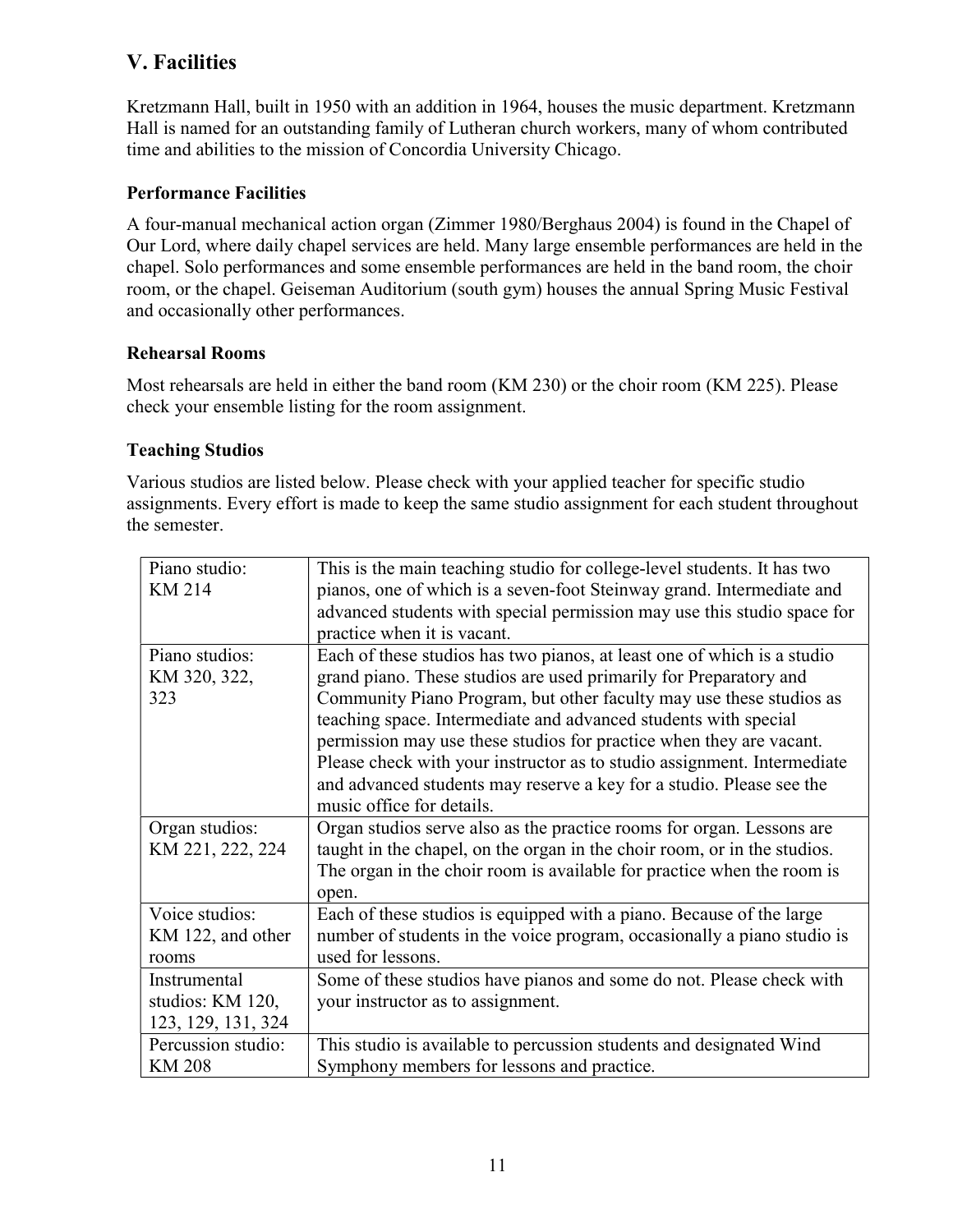## V. Facilities

Kretzmann Hall, built in 1950 with an addition in 1964, houses the music department. Kretzmann Hall is named for an outstanding family of Lutheran church workers, many of whom contributed time and abilities to the mission of Concordia University Chicago.

### Performance Facilities

A four-manual mechanical action organ (Zimmer 1980/Berghaus 2004) is found in the Chapel of Our Lord, where daily chapel services are held. Many large ensemble performances are held in the chapel. Solo performances and some ensemble performances are held in the band room, the choir room, or the chapel. Geiseman Auditorium (south gym) houses the annual Spring Music Festival and occasionally other performances.

### Rehearsal Rooms

Most rehearsals are held in either the band room (KM 230) or the choir room (KM 225). Please check your ensemble listing for the room assignment.

### Teaching Studios

Various studios are listed below. Please check with your applied teacher for specific studio assignments. Every effort is made to keep the same studio assignment for each student throughout the semester.

| Studio | Description |
|---|---|
| Piano studio: KM 214 | This is the main teaching studio for college-level students. It has two pianos, one of which is a seven-foot Steinway grand. Intermediate and advanced students with special permission may use this studio space for practice when it is vacant. |
| Piano studios: KM 320, 322, 323 | Each of these studios has two pianos, at least one of which is a studio grand piano. These studios are used primarily for Preparatory and Community Piano Program, but other faculty may use these studios as teaching space. Intermediate and advanced students with special permission may use these studios for practice when they are vacant. Please check with your instructor as to studio assignment. Intermediate and advanced students may reserve a key for a studio. Please see the music office for details. |
| Organ studios: KM 221, 222, 224 | Organ studios serve also as the practice rooms for organ. Lessons are taught in the chapel, on the organ in the choir room, or in the studios. The organ in the choir room is available for practice when the room is open. |
| Voice studios: KM 122, and other rooms | Each of these studios is equipped with a piano. Because of the large number of students in the voice program, occasionally a piano studio is used for lessons. |
| Instrumental studios: KM 120, 123, 129, 131, 324 | Some of these studios have pianos and some do not. Please check with your instructor as to assignment. |
| Percussion studio: KM 208 | This studio is available to percussion students and designated Wind Symphony members for lessons and practice. |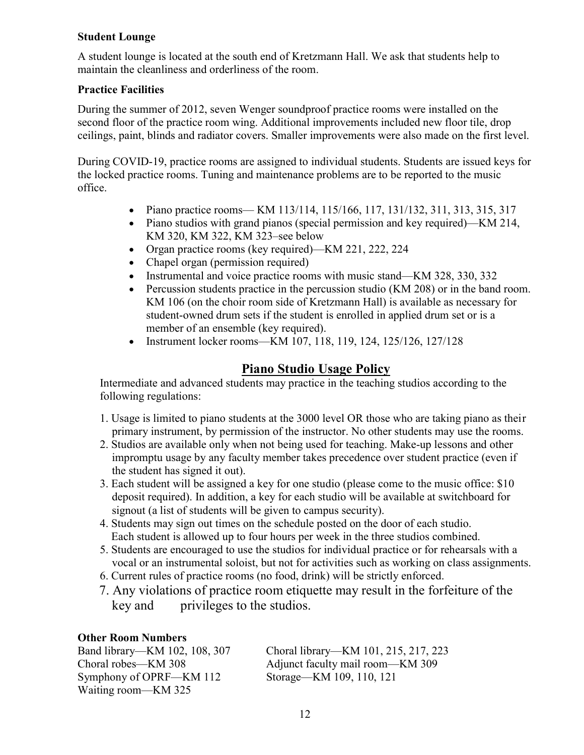**Student Lounge**

A student lounge is located at the south end of Kretzmann Hall. We ask that students help to maintain the cleanliness and orderliness of the room.

**Practice Facilities**

During the summer of 2012, seven Wenger soundproof practice rooms were installed on the second floor of the practice room wing. Additional improvements included new floor tile, drop ceilings, paint, blinds and radiator covers. Smaller improvements were also made on the first level.

During COVID-19, practice rooms are assigned to individual students. Students are issued keys for the locked practice rooms. Tuning and maintenance problems are to be reported to the music office.

- Piano practice rooms— KM 113/114, 115/166, 117, 131/132, 311, 313, 315, 317
- Piano studios with grand pianos (special permission and key required)—KM 214, KM 320, KM 322, KM 323–see below
- Organ practice rooms (key required)—KM 221, 222, 224
- Chapel organ (permission required)
- Instrumental and voice practice rooms with music stand—KM 328, 330, 332
- Percussion students practice in the percussion studio (KM 208) or in the band room. KM 106 (on the choir room side of Kretzmann Hall) is available as necessary for student-owned drum sets if the student is enrolled in applied drum set or is a member of an ensemble (key required).
- Instrument locker rooms—KM 107, 118, 119, 124, 125/126, 127/128

## Piano Studio Usage Policy

Intermediate and advanced students may practice in the teaching studios according to the following regulations:

1. Usage is limited to piano students at the 3000 level OR those who are taking piano as their primary instrument, by permission of the instructor. No other students may use the rooms.
2. Studios are available only when not being used for teaching. Make-up lessons and other impromptu usage by any faculty member takes precedence over student practice (even if the student has signed it out).
3. Each student will be assigned a key for one studio (please come to the music office: $10 deposit required). In addition, a key for each studio will be available at switchboard for signout (a list of students will be given to campus security).
4. Students may sign out times on the schedule posted on the door of each studio. Each student is allowed up to four hours per week in the three studios combined.
5. Students are encouraged to use the studios for individual practice or for rehearsals with a vocal or an instrumental soloist, but not for activities such as working on class assignments.
6. Current rules of practice rooms (no food, drink) will be strictly enforced.
7. Any violations of practice room etiquette may result in the forfeiture of the key and privileges to the studios.

**Other Room Numbers**

Band library—KM 102, 108, 307
Choral robes—KM 308
Symphony of OPRF—KM 112
Waiting room—KM 325
Choral library—KM 101, 215, 217, 223
Adjunct faculty mail room—KM 309
Storage—KM 109, 110, 121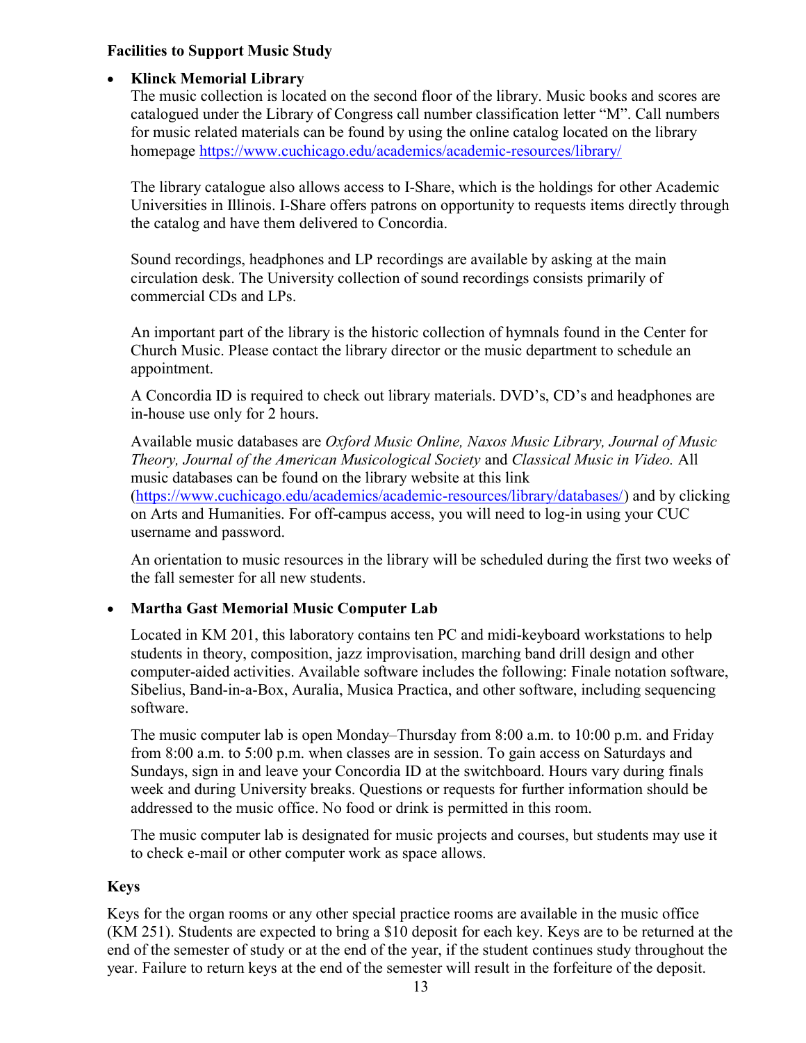**Facilities to Support Music Study**

- **Klinck Memorial Library**

  The music collection is located on the second floor of the library. Music books and scores are catalogued under the Library of Congress call number classification letter "M". Call numbers for music related materials can be found by using the online catalog located on the library homepage https://www.cuchicago.edu/academics/academic-resources/library/

  The library catalogue also allows access to I-Share, which is the holdings for other Academic Universities in Illinois. I-Share offers patrons on opportunity to requests items directly through the catalog and have them delivered to Concordia.

  Sound recordings, headphones and LP recordings are available by asking at the main circulation desk. The University collection of sound recordings consists primarily of commercial CDs and LPs.

  An important part of the library is the historic collection of hymnals found in the Center for Church Music. Please contact the library director or the music department to schedule an appointment.

  A Concordia ID is required to check out library materials. DVD's, CD's and headphones are in-house use only for 2 hours.

  Available music databases are *Oxford Music Online, Naxos Music Library, Journal of Music Theory, Journal of the American Musicological Society* and *Classical Music in Video.* All music databases can be found on the library website at this link (https://www.cuchicago.edu/academics/academic-resources/library/databases/) and by clicking on Arts and Humanities. For off-campus access, you will need to log-in using your CUC username and password.

  An orientation to music resources in the library will be scheduled during the first two weeks of the fall semester for all new students.

- **Martha Gast Memorial Music Computer Lab**

  Located in KM 201, this laboratory contains ten PC and midi-keyboard workstations to help students in theory, composition, jazz improvisation, marching band drill design and other computer-aided activities. Available software includes the following: Finale notation software, Sibelius, Band-in-a-Box, Auralia, Musica Practica, and other software, including sequencing software.

  The music computer lab is open Monday–Thursday from 8:00 a.m. to 10:00 p.m. and Friday from 8:00 a.m. to 5:00 p.m. when classes are in session. To gain access on Saturdays and Sundays, sign in and leave your Concordia ID at the switchboard. Hours vary during finals week and during University breaks. Questions or requests for further information should be addressed to the music office. No food or drink is permitted in this room.

  The music computer lab is designated for music projects and courses, but students may use it to check e-mail or other computer work as space allows.

**Keys**

Keys for the organ rooms or any other special practice rooms are available in the music office (KM 251). Students are expected to bring a $10 deposit for each key. Keys are to be returned at the end of the semester of study or at the end of the year, if the student continues study throughout the year. Failure to return keys at the end of the semester will result in the forfeiture of the deposit.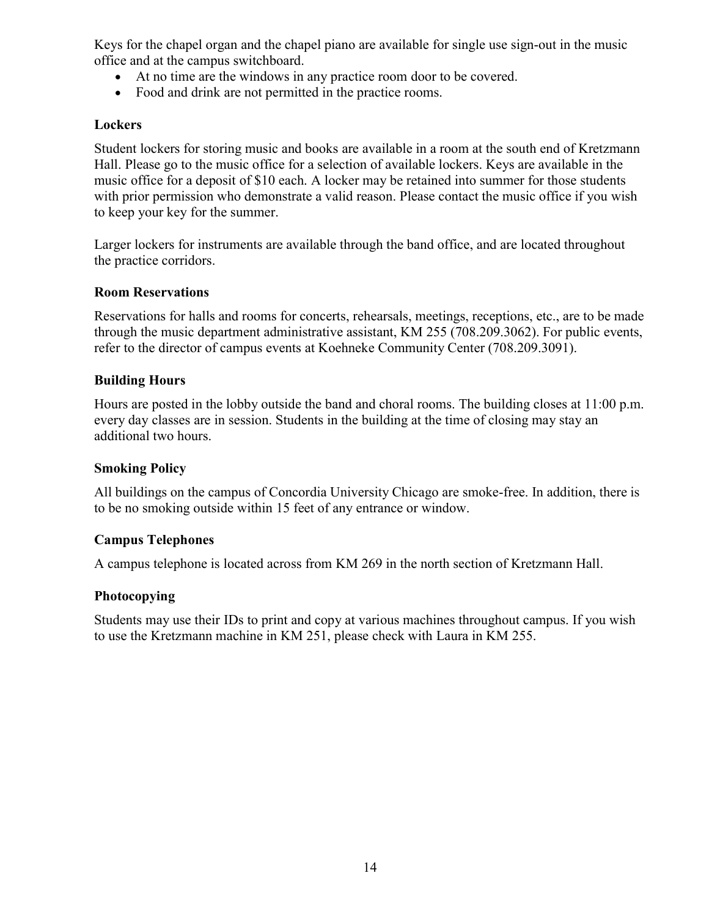Keys for the chapel organ and the chapel piano are available for single use sign-out in the music office and at the campus switchboard.

- At no time are the windows in any practice room door to be covered.
- Food and drink are not permitted in the practice rooms.

### Lockers

Student lockers for storing music and books are available in a room at the south end of Kretzmann Hall. Please go to the music office for a selection of available lockers. Keys are available in the music office for a deposit of $10 each. A locker may be retained into summer for those students with prior permission who demonstrate a valid reason. Please contact the music office if you wish to keep your key for the summer.

Larger lockers for instruments are available through the band office, and are located throughout the practice corridors.

### Room Reservations

Reservations for halls and rooms for concerts, rehearsals, meetings, receptions, etc., are to be made through the music department administrative assistant, KM 255 (708.209.3062). For public events, refer to the director of campus events at Koehneke Community Center (708.209.3091).

### Building Hours

Hours are posted in the lobby outside the band and choral rooms. The building closes at 11:00 p.m. every day classes are in session. Students in the building at the time of closing may stay an additional two hours.

### Smoking Policy

All buildings on the campus of Concordia University Chicago are smoke-free. In addition, there is to be no smoking outside within 15 feet of any entrance or window.

### Campus Telephones

A campus telephone is located across from KM 269 in the north section of Kretzmann Hall.

### Photocopying

Students may use their IDs to print and copy at various machines throughout campus. If you wish to use the Kretzmann machine in KM 251, please check with Laura in KM 255.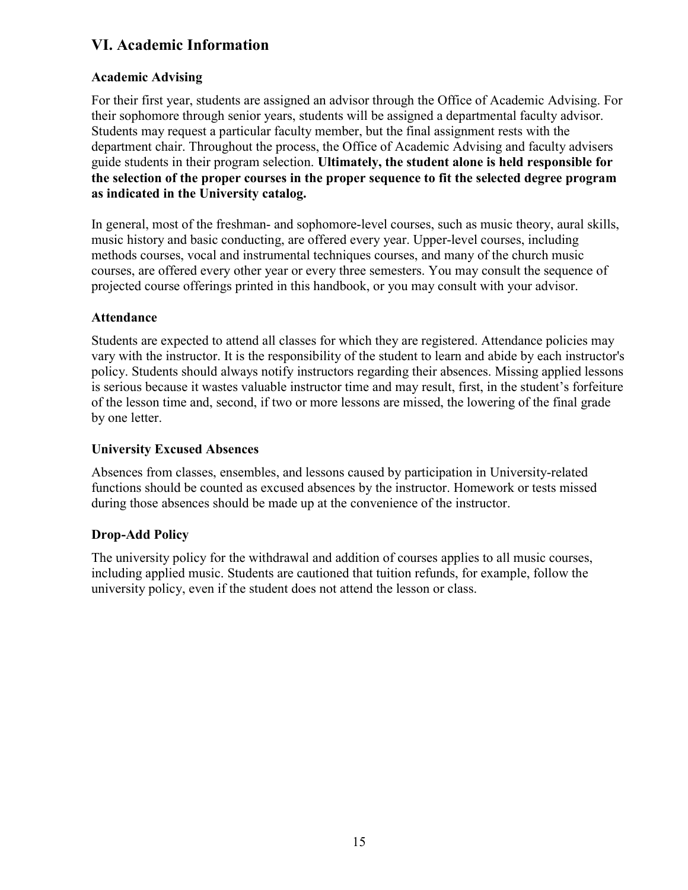## VI. Academic Information

### Academic Advising

For their first year, students are assigned an advisor through the Office of Academic Advising. For their sophomore through senior years, students will be assigned a departmental faculty advisor. Students may request a particular faculty member, but the final assignment rests with the department chair. Throughout the process, the Office of Academic Advising and faculty advisers guide students in their program selection. **Ultimately, the student alone is held responsible for the selection of the proper courses in the proper sequence to fit the selected degree program as indicated in the University catalog.**

In general, most of the freshman- and sophomore-level courses, such as music theory, aural skills, music history and basic conducting, are offered every year. Upper-level courses, including methods courses, vocal and instrumental techniques courses, and many of the church music courses, are offered every other year or every three semesters. You may consult the sequence of projected course offerings printed in this handbook, or you may consult with your advisor.

### Attendance

Students are expected to attend all classes for which they are registered. Attendance policies may vary with the instructor. It is the responsibility of the student to learn and abide by each instructor's policy. Students should always notify instructors regarding their absences. Missing applied lessons is serious because it wastes valuable instructor time and may result, first, in the student's forfeiture of the lesson time and, second, if two or more lessons are missed, the lowering of the final grade by one letter.

### University Excused Absences

Absences from classes, ensembles, and lessons caused by participation in University-related functions should be counted as excused absences by the instructor. Homework or tests missed during those absences should be made up at the convenience of the instructor.

### Drop-Add Policy

The university policy for the withdrawal and addition of courses applies to all music courses, including applied music. Students are cautioned that tuition refunds, for example, follow the university policy, even if the student does not attend the lesson or class.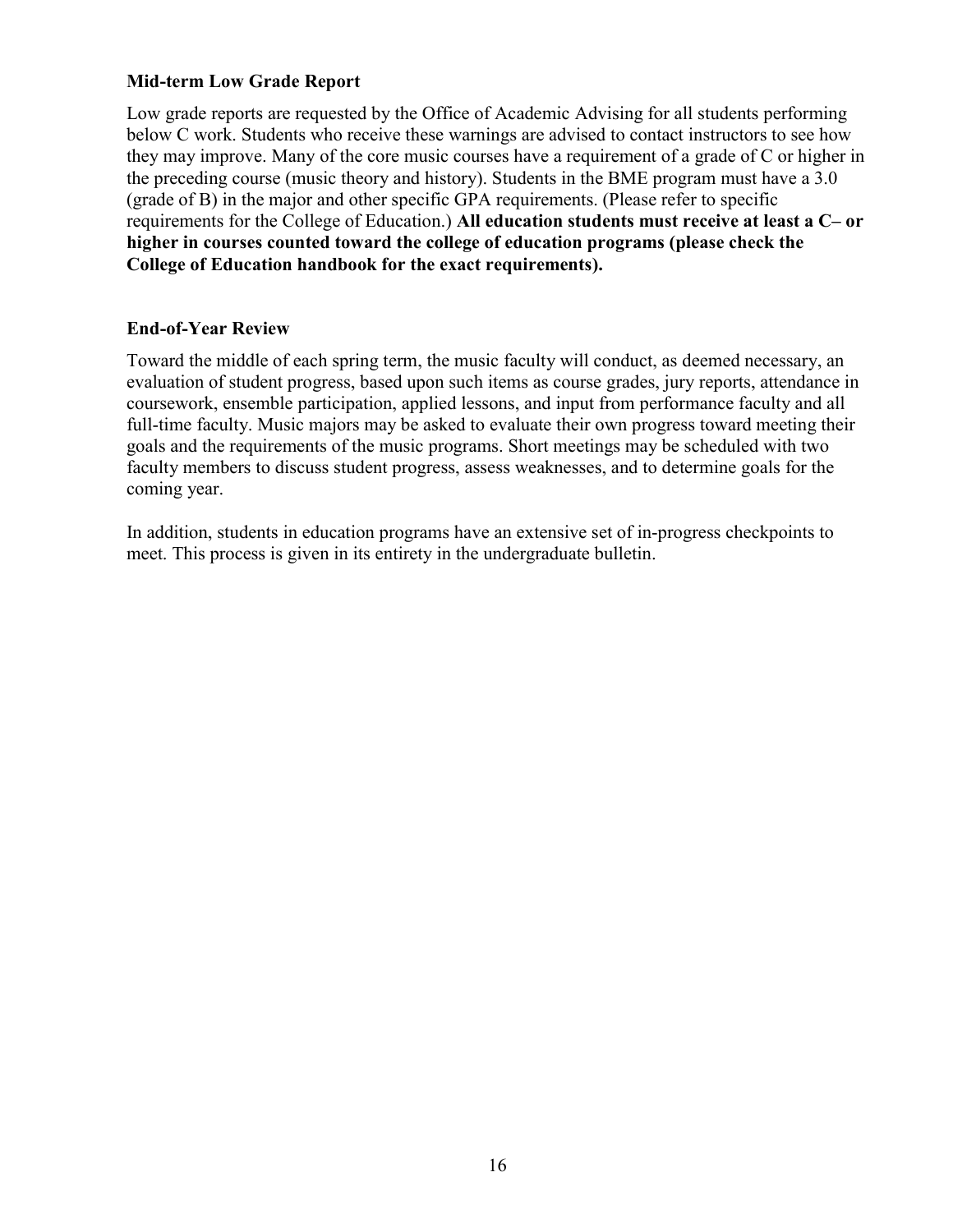### Mid-term Low Grade Report

Low grade reports are requested by the Office of Academic Advising for all students performing below C work. Students who receive these warnings are advised to contact instructors to see how they may improve. Many of the core music courses have a requirement of a grade of C or higher in the preceding course (music theory and history). Students in the BME program must have a 3.0 (grade of B) in the major and other specific GPA requirements. (Please refer to specific requirements for the College of Education.) **All education students must receive at least a C– or higher in courses counted toward the college of education programs (please check the College of Education handbook for the exact requirements).**

### End-of-Year Review

Toward the middle of each spring term, the music faculty will conduct, as deemed necessary, an evaluation of student progress, based upon such items as course grades, jury reports, attendance in coursework, ensemble participation, applied lessons, and input from performance faculty and all full-time faculty. Music majors may be asked to evaluate their own progress toward meeting their goals and the requirements of the music programs. Short meetings may be scheduled with two faculty members to discuss student progress, assess weaknesses, and to determine goals for the coming year.

In addition, students in education programs have an extensive set of in-progress checkpoints to meet. This process is given in its entirety in the undergraduate bulletin.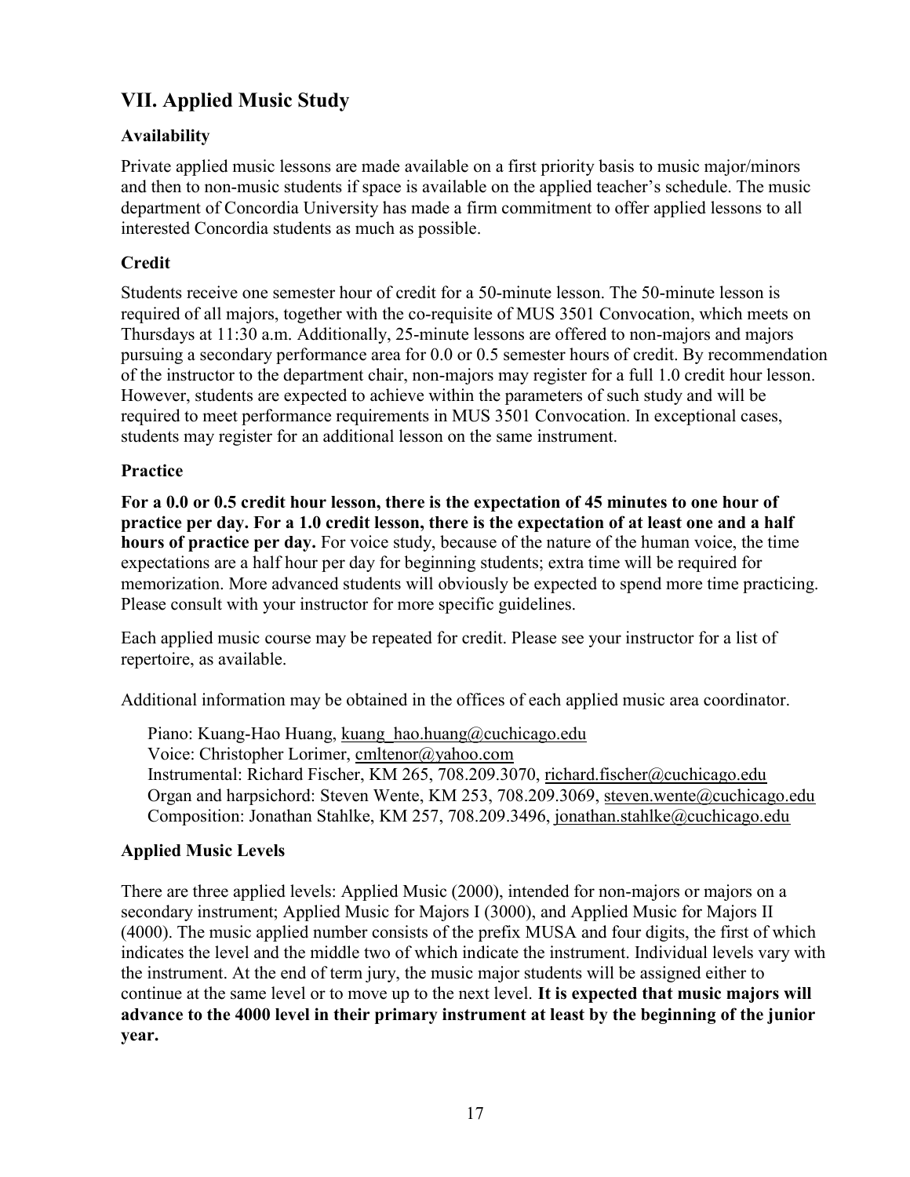## VII. Applied Music Study

### Availability

Private applied music lessons are made available on a first priority basis to music major/minors and then to non-music students if space is available on the applied teacher's schedule. The music department of Concordia University has made a firm commitment to offer applied lessons to all interested Concordia students as much as possible.

### Credit

Students receive one semester hour of credit for a 50-minute lesson. The 50-minute lesson is required of all majors, together with the co-requisite of MUS 3501 Convocation, which meets on Thursdays at 11:30 a.m. Additionally, 25-minute lessons are offered to non-majors and majors pursuing a secondary performance area for 0.0 or 0.5 semester hours of credit. By recommendation of the instructor to the department chair, non-majors may register for a full 1.0 credit hour lesson. However, students are expected to achieve within the parameters of such study and will be required to meet performance requirements in MUS 3501 Convocation. In exceptional cases, students may register for an additional lesson on the same instrument.

### Practice

**For a 0.0 or 0.5 credit hour lesson, there is the expectation of 45 minutes to one hour of practice per day. For a 1.0 credit lesson, there is the expectation of at least one and a half hours of practice per day.** For voice study, because of the nature of the human voice, the time expectations are a half hour per day for beginning students; extra time will be required for memorization. More advanced students will obviously be expected to spend more time practicing. Please consult with your instructor for more specific guidelines.

Each applied music course may be repeated for credit. Please see your instructor for a list of repertoire, as available.

Additional information may be obtained in the offices of each applied music area coordinator.

Piano: Kuang-Hao Huang, kuang_hao.huang@cuchicago.edu
Voice: Christopher Lorimer, cmltenor@yahoo.com
Instrumental: Richard Fischer, KM 265, 708.209.3070, richard.fischer@cuchicago.edu
Organ and harpsichord: Steven Wente, KM 253, 708.209.3069, steven.wente@cuchicago.edu
Composition: Jonathan Stahlke, KM 257, 708.209.3496, jonathan.stahlke@cuchicago.edu

### Applied Music Levels

There are three applied levels: Applied Music (2000), intended for non-majors or majors on a secondary instrument; Applied Music for Majors I (3000), and Applied Music for Majors II (4000). The music applied number consists of the prefix MUSA and four digits, the first of which indicates the level and the middle two of which indicate the instrument. Individual levels vary with the instrument. At the end of term jury, the music major students will be assigned either to continue at the same level or to move up to the next level. **It is expected that music majors will advance to the 4000 level in their primary instrument at least by the beginning of the junior year.**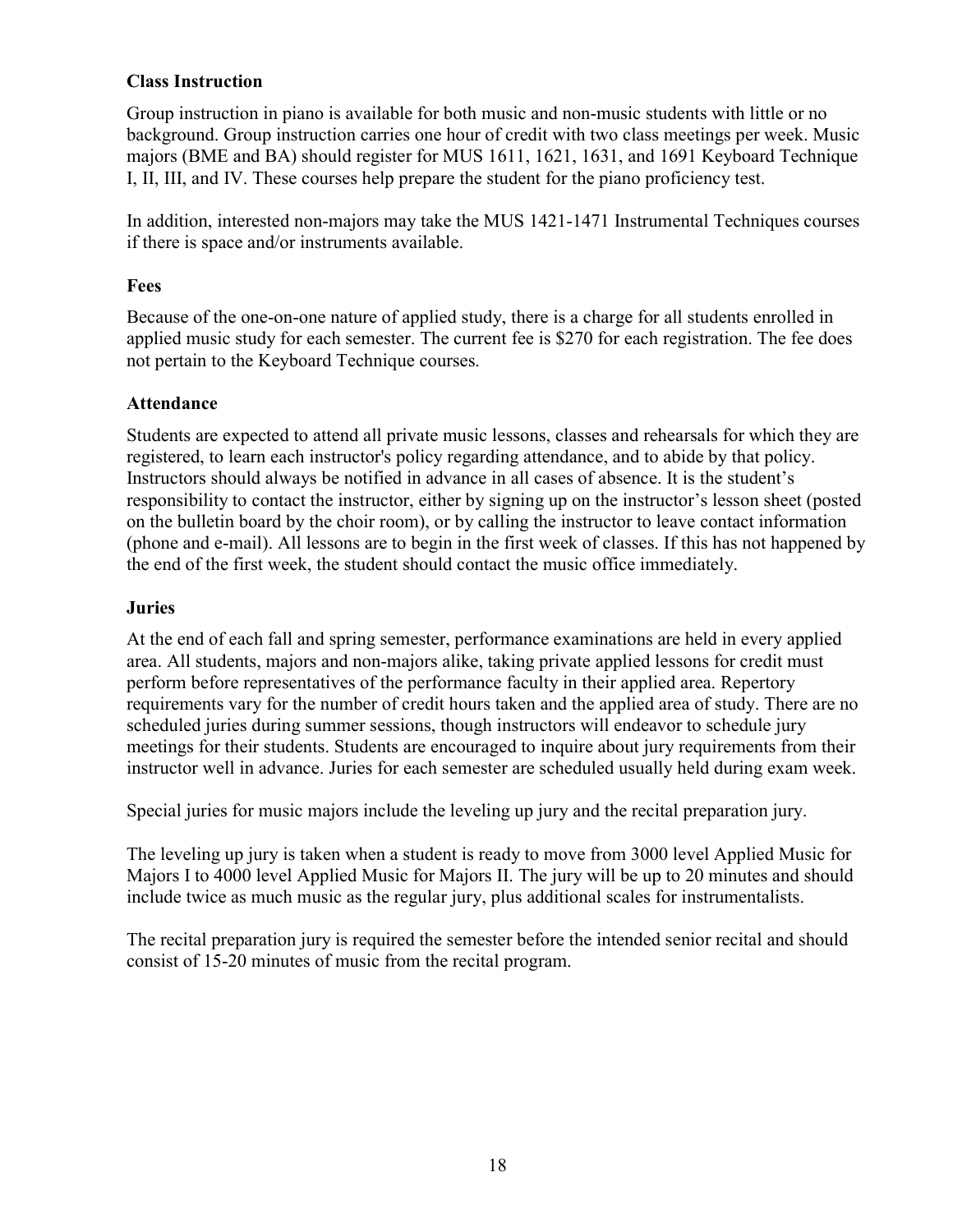### Class Instruction

Group instruction in piano is available for both music and non-music students with little or no background. Group instruction carries one hour of credit with two class meetings per week. Music majors (BME and BA) should register for MUS 1611, 1621, 1631, and 1691 Keyboard Technique I, II, III, and IV. These courses help prepare the student for the piano proficiency test.

In addition, interested non-majors may take the MUS 1421-1471 Instrumental Techniques courses if there is space and/or instruments available.

### Fees

Because of the one-on-one nature of applied study, there is a charge for all students enrolled in applied music study for each semester. The current fee is $270 for each registration. The fee does not pertain to the Keyboard Technique courses.

### Attendance

Students are expected to attend all private music lessons, classes and rehearsals for which they are registered, to learn each instructor's policy regarding attendance, and to abide by that policy. Instructors should always be notified in advance in all cases of absence. It is the student's responsibility to contact the instructor, either by signing up on the instructor's lesson sheet (posted on the bulletin board by the choir room), or by calling the instructor to leave contact information (phone and e-mail). All lessons are to begin in the first week of classes. If this has not happened by the end of the first week, the student should contact the music office immediately.

### Juries

At the end of each fall and spring semester, performance examinations are held in every applied area. All students, majors and non-majors alike, taking private applied lessons for credit must perform before representatives of the performance faculty in their applied area. Repertory requirements vary for the number of credit hours taken and the applied area of study. There are no scheduled juries during summer sessions, though instructors will endeavor to schedule jury meetings for their students. Students are encouraged to inquire about jury requirements from their instructor well in advance. Juries for each semester are scheduled usually held during exam week.

Special juries for music majors include the leveling up jury and the recital preparation jury.

The leveling up jury is taken when a student is ready to move from 3000 level Applied Music for Majors I to 4000 level Applied Music for Majors II. The jury will be up to 20 minutes and should include twice as much music as the regular jury, plus additional scales for instrumentalists.

The recital preparation jury is required the semester before the intended senior recital and should consist of 15-20 minutes of music from the recital program.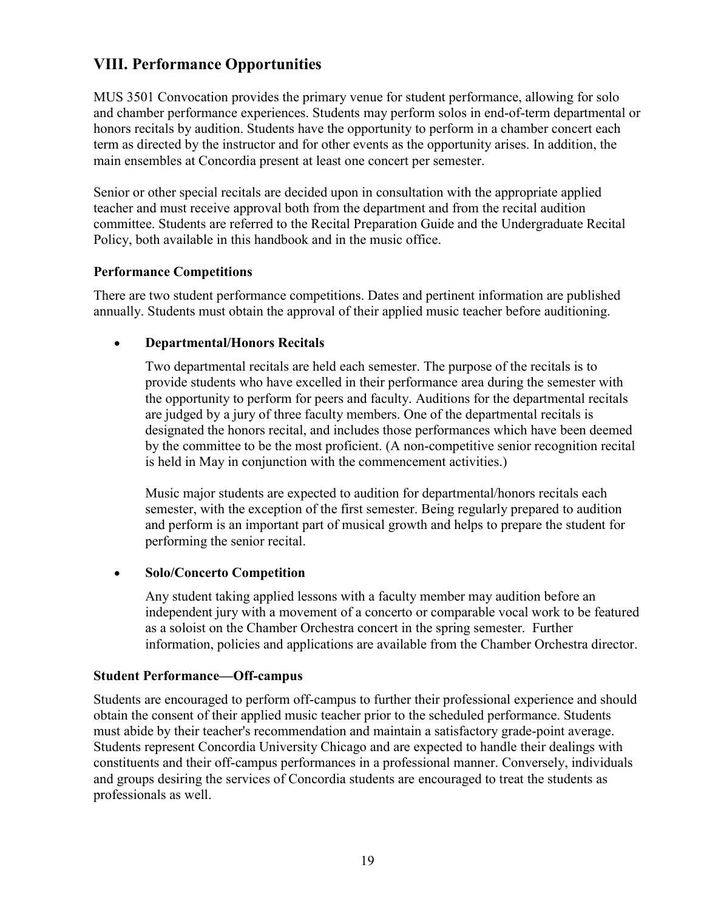## VIII. Performance Opportunities

MUS 3501 Convocation provides the primary venue for student performance, allowing for solo and chamber performance experiences. Students may perform solos in end-of-term departmental or honors recitals by audition. Students have the opportunity to perform in a chamber concert each term as directed by the instructor and for other events as the opportunity arises. In addition, the main ensembles at Concordia present at least one concert per semester.

Senior or other special recitals are decided upon in consultation with the appropriate applied teacher and must receive approval both from the department and from the recital audition committee. Students are referred to the Recital Preparation Guide and the Undergraduate Recital Policy, both available in this handbook and in the music office.

### Performance Competitions

There are two student performance competitions. Dates and pertinent information are published annually. Students must obtain the approval of their applied music teacher before auditioning.

- **Departmental/Honors Recitals**

  Two departmental recitals are held each semester. The purpose of the recitals is to provide students who have excelled in their performance area during the semester with the opportunity to perform for peers and faculty. Auditions for the departmental recitals are judged by a jury of three faculty members. One of the departmental recitals is designated the honors recital, and includes those performances which have been deemed by the committee to be the most proficient. (A non-competitive senior recognition recital is held in May in conjunction with the commencement activities.)

  Music major students are expected to audition for departmental/honors recitals each semester, with the exception of the first semester. Being regularly prepared to audition and perform is an important part of musical growth and helps to prepare the student for performing the senior recital.

- **Solo/Concerto Competition**

  Any student taking applied lessons with a faculty member may audition before an independent jury with a movement of a concerto or comparable vocal work to be featured as a soloist on the Chamber Orchestra concert in the spring semester. Further information, policies and applications are available from the Chamber Orchestra director.

### Student Performance—Off-campus

Students are encouraged to perform off-campus to further their professional experience and should obtain the consent of their applied music teacher prior to the scheduled performance. Students must abide by their teacher's recommendation and maintain a satisfactory grade-point average. Students represent Concordia University Chicago and are expected to handle their dealings with constituents and their off-campus performances in a professional manner. Conversely, individuals and groups desiring the services of Concordia students are encouraged to treat the students as professionals as well.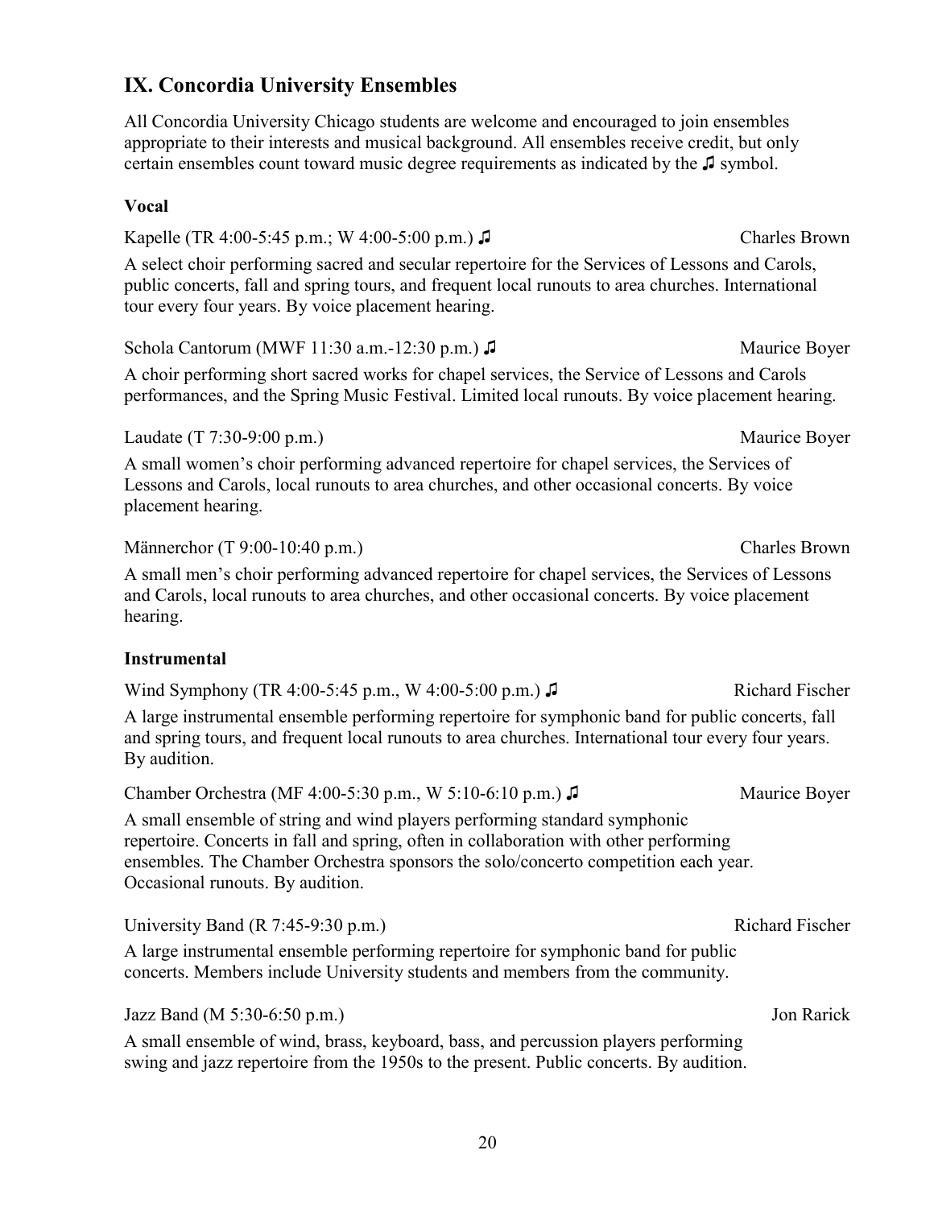## IX. Concordia University Ensembles

All Concordia University Chicago students are welcome and encouraged to join ensembles appropriate to their interests and musical background. All ensembles receive credit, but only certain ensembles count toward music degree requirements as indicated by the ♫ symbol.

### Vocal

Kapelle (TR 4:00-5:45 p.m.; W 4:00-5:00 p.m.) ♫ — Charles Brown

A select choir performing sacred and secular repertoire for the Services of Lessons and Carols, public concerts, fall and spring tours, and frequent local runouts to area churches. International tour every four years. By voice placement hearing.

Schola Cantorum (MWF 11:30 a.m.-12:30 p.m.) ♫ — Maurice Boyer

A choir performing short sacred works for chapel services, the Service of Lessons and Carols performances, and the Spring Music Festival. Limited local runouts. By voice placement hearing.

Laudate (T 7:30-9:00 p.m.) — Maurice Boyer

A small women's choir performing advanced repertoire for chapel services, the Services of Lessons and Carols, local runouts to area churches, and other occasional concerts. By voice placement hearing.

Männerchor (T 9:00-10:40 p.m.) — Charles Brown

A small men's choir performing advanced repertoire for chapel services, the Services of Lessons and Carols, local runouts to area churches, and other occasional concerts. By voice placement hearing.

### Instrumental

Wind Symphony (TR 4:00-5:45 p.m., W 4:00-5:00 p.m.) ♫ — Richard Fischer

A large instrumental ensemble performing repertoire for symphonic band for public concerts, fall and spring tours, and frequent local runouts to area churches. International tour every four years. By audition.

Chamber Orchestra (MF 4:00-5:30 p.m., W 5:10-6:10 p.m.) ♫ — Maurice Boyer

A small ensemble of string and wind players performing standard symphonic repertoire. Concerts in fall and spring, often in collaboration with other performing ensembles. The Chamber Orchestra sponsors the solo/concerto competition each year. Occasional runouts. By audition.

University Band (R 7:45-9:30 p.m.) — Richard Fischer

A large instrumental ensemble performing repertoire for symphonic band for public concerts. Members include University students and members from the community.

Jazz Band (M 5:30-6:50 p.m.) — Jon Rarick

A small ensemble of wind, brass, keyboard, bass, and percussion players performing swing and jazz repertoire from the 1950s to the present. Public concerts. By audition.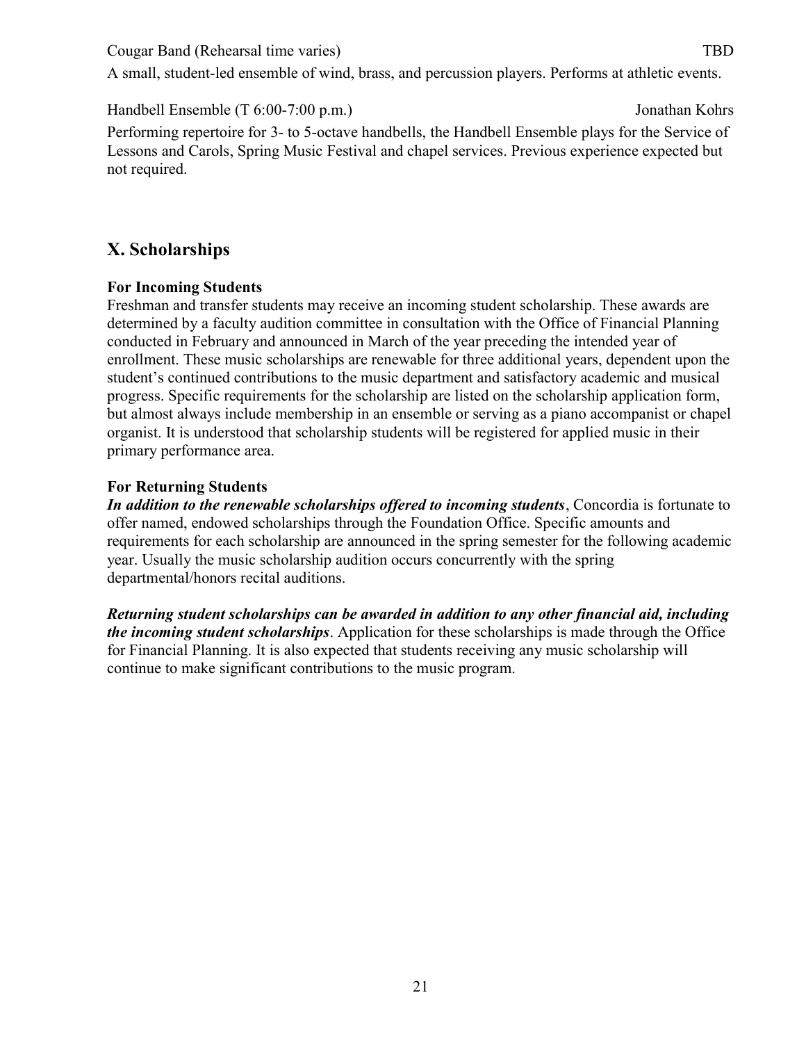Cougar Band (Rehearsal time varies) TBD

A small, student-led ensemble of wind, brass, and percussion players. Performs at athletic events.

Handbell Ensemble (T 6:00-7:00 p.m.) Jonathan Kohrs

Performing repertoire for 3- to 5-octave handbells, the Handbell Ensemble plays for the Service of Lessons and Carols, Spring Music Festival and chapel services. Previous experience expected but not required.

## X. Scholarships

**For Incoming Students**

Freshman and transfer students may receive an incoming student scholarship. These awards are determined by a faculty audition committee in consultation with the Office of Financial Planning conducted in February and announced in March of the year preceding the intended year of enrollment. These music scholarships are renewable for three additional years, dependent upon the student's continued contributions to the music department and satisfactory academic and musical progress. Specific requirements for the scholarship are listed on the scholarship application form, but almost always include membership in an ensemble or serving as a piano accompanist or chapel organist. It is understood that scholarship students will be registered for applied music in their primary performance area.

**For Returning Students**

***In addition to the renewable scholarships offered to incoming students***, Concordia is fortunate to offer named, endowed scholarships through the Foundation Office. Specific amounts and requirements for each scholarship are announced in the spring semester for the following academic year. Usually the music scholarship audition occurs concurrently with the spring departmental/honors recital auditions.

***Returning student scholarships can be awarded in addition to any other financial aid, including the incoming student scholarships***. Application for these scholarships is made through the Office for Financial Planning. It is also expected that students receiving any music scholarship will continue to make significant contributions to the music program.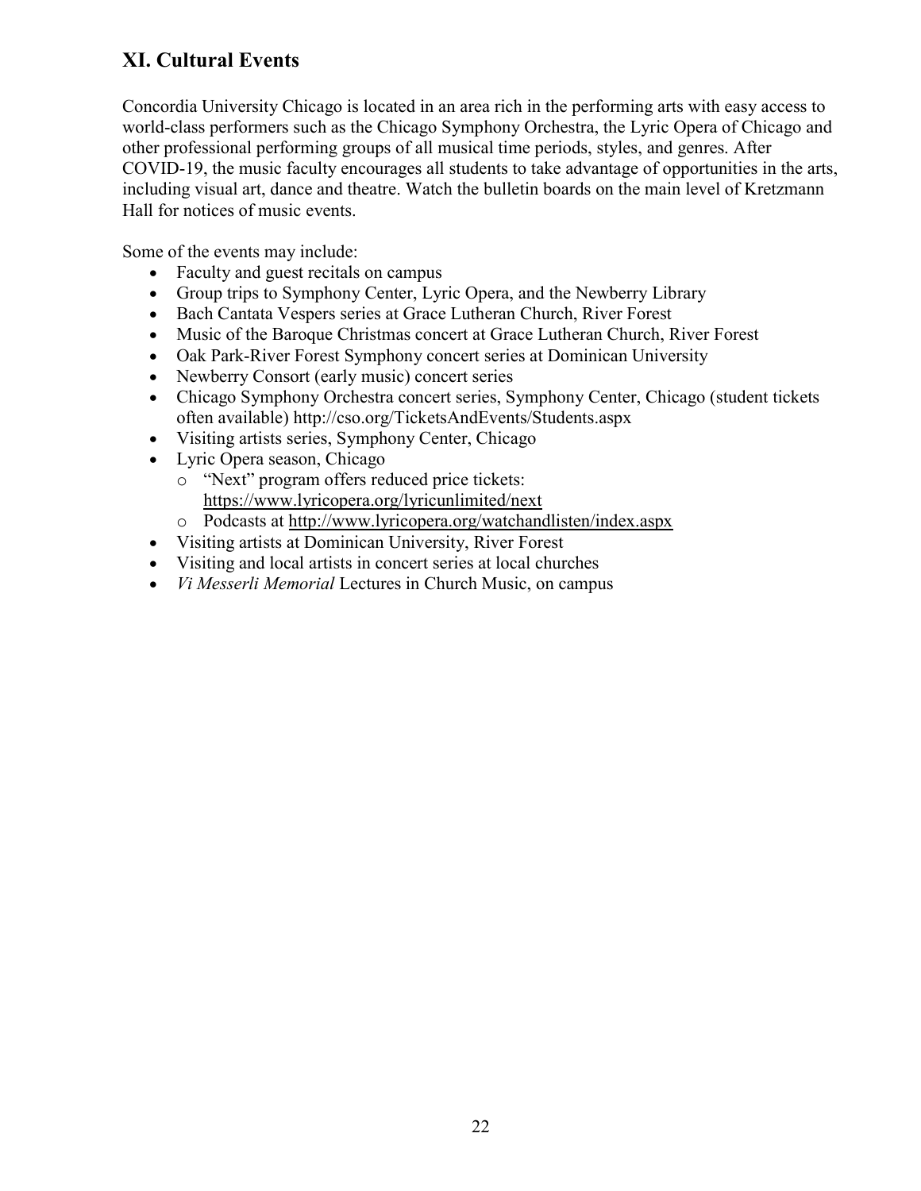## XI. Cultural Events

Concordia University Chicago is located in an area rich in the performing arts with easy access to world-class performers such as the Chicago Symphony Orchestra, the Lyric Opera of Chicago and other professional performing groups of all musical time periods, styles, and genres. After COVID-19, the music faculty encourages all students to take advantage of opportunities in the arts, including visual art, dance and theatre. Watch the bulletin boards on the main level of Kretzmann Hall for notices of music events.

Some of the events may include:

- Faculty and guest recitals on campus
- Group trips to Symphony Center, Lyric Opera, and the Newberry Library
- Bach Cantata Vespers series at Grace Lutheran Church, River Forest
- Music of the Baroque Christmas concert at Grace Lutheran Church, River Forest
- Oak Park-River Forest Symphony concert series at Dominican University
- Newberry Consort (early music) concert series
- Chicago Symphony Orchestra concert series, Symphony Center, Chicago (student tickets often available) http://cso.org/TicketsAndEvents/Students.aspx
- Visiting artists series, Symphony Center, Chicago
- Lyric Opera season, Chicago
  - "Next" program offers reduced price tickets: https://www.lyricopera.org/lyricunlimited/next
  - Podcasts at http://www.lyricopera.org/watchandlisten/index.aspx
- Visiting artists at Dominican University, River Forest
- Visiting and local artists in concert series at local churches
- *Vi Messerli Memorial* Lectures in Church Music, on campus